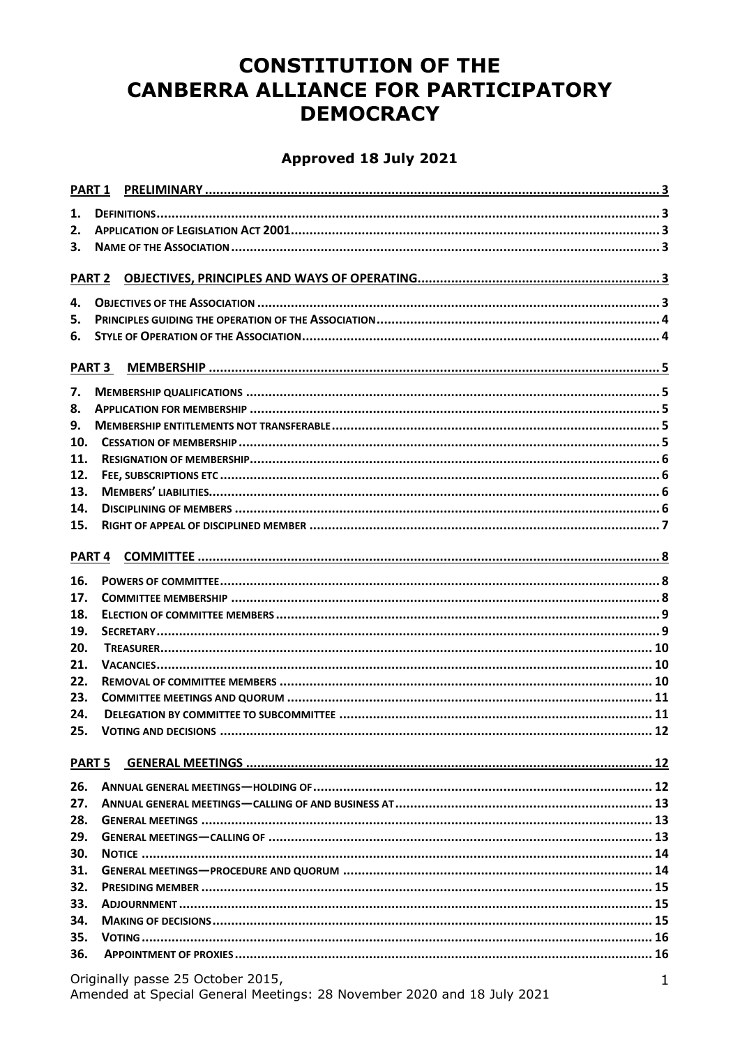# CONSTITUTION OF THE CANBERRA ALLIANCE FOR PARTICIPATORY DEMOCRACY

## Approved 18 July 2021

| | | |
|---|---|---|
| **PART 1** | **PRELIMINARY** | 3 |
| 1. | DEFINITIONS | 3 |
| 2. | APPLICATION OF LEGISLATION ACT 2001 | 3 |
| 3. | NAME OF THE ASSOCIATION | 3 |
| **PART 2** | **OBJECTIVES, PRINCIPLES AND WAYS OF OPERATING** | 3 |
| 4. | OBJECTIVES OF THE ASSOCIATION | 3 |
| 5. | PRINCIPLES GUIDING THE OPERATION OF THE ASSOCIATION | 4 |
| 6. | STYLE OF OPERATION OF THE ASSOCIATION | 4 |
| **PART 3** | **MEMBERSHIP** | 5 |
| 7. | MEMBERSHIP QUALIFICATIONS | 5 |
| 8. | APPLICATION FOR MEMBERSHIP | 5 |
| 9. | MEMBERSHIP ENTITLEMENTS NOT TRANSFERABLE | 5 |
| 10. | CESSATION OF MEMBERSHIP | 5 |
| 11. | RESIGNATION OF MEMBERSHIP | 6 |
| 12. | FEE, SUBSCRIPTIONS ETC | 6 |
| 13. | MEMBERS' LIABILITIES | 6 |
| 14. | DISCIPLINING OF MEMBERS | 6 |
| 15. | RIGHT OF APPEAL OF DISCIPLINED MEMBER | 7 |
| **PART 4** | **COMMITTEE** | 8 |
| 16. | POWERS OF COMMITTEE | 8 |
| 17. | COMMITTEE MEMBERSHIP | 8 |
| 18. | ELECTION OF COMMITTEE MEMBERS | 9 |
| 19. | SECRETARY | 9 |
| 20. | TREASURER | 10 |
| 21. | VACANCIES | 10 |
| 22. | REMOVAL OF COMMITTEE MEMBERS | 10 |
| 23. | COMMITTEE MEETINGS AND QUORUM | 11 |
| 24. | DELEGATION BY COMMITTEE TO SUBCOMMITTEE | 11 |
| 25. | VOTING AND DECISIONS | 12 |
| **PART 5** | **GENERAL MEETINGS** | 12 |
| 26. | ANNUAL GENERAL MEETINGS—HOLDING OF | 12 |
| 27. | ANNUAL GENERAL MEETINGS—CALLING OF AND BUSINESS AT | 13 |
| 28. | GENERAL MEETINGS | 13 |
| 29. | GENERAL MEETINGS—CALLING OF | 13 |
| 30. | NOTICE | 14 |
| 31. | GENERAL MEETINGS—PROCEDURE AND QUORUM | 14 |
| 32. | PRESIDING MEMBER | 15 |
| 33. | ADJOURNMENT | 15 |
| 34. | MAKING OF DECISIONS | 15 |
| 35. | VOTING | 16 |
| 36. | APPOINTMENT OF PROXIES | 16 |

Originally passe 25 October 2015,
Amended at Special General Meetings: 28 November 2020 and 18 July 2021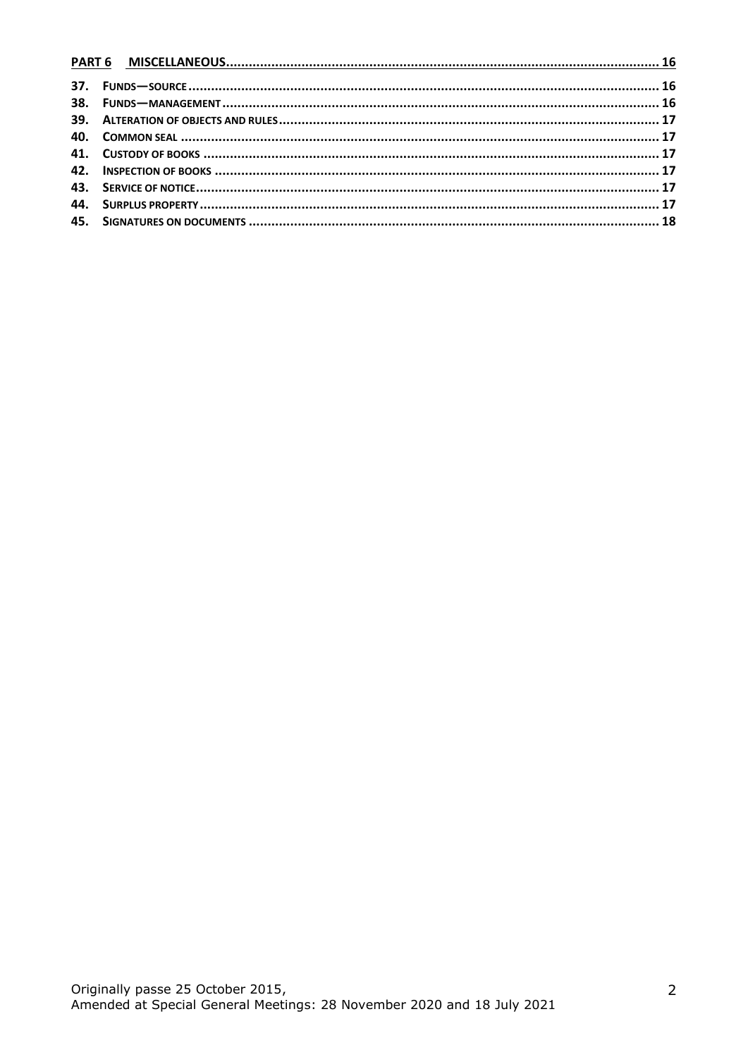[PART 6 MISCELLANEOUS .......... 16]

37. FUNDS—SOURCE .......... 16
38. FUNDS—MANAGEMENT .......... 16
39. ALTERATION OF OBJECTS AND RULES .......... 17
40. COMMON SEAL .......... 17
41. CUSTODY OF BOOKS .......... 17
42. INSPECTION OF BOOKS .......... 17
43. SERVICE OF NOTICE .......... 17
44. SURPLUS PROPERTY .......... 17
45. SIGNATURES ON DOCUMENTS .......... 18

Originally passe 25 October 2015,
Amended at Special General Meetings: 28 November 2020 and 18 July 2021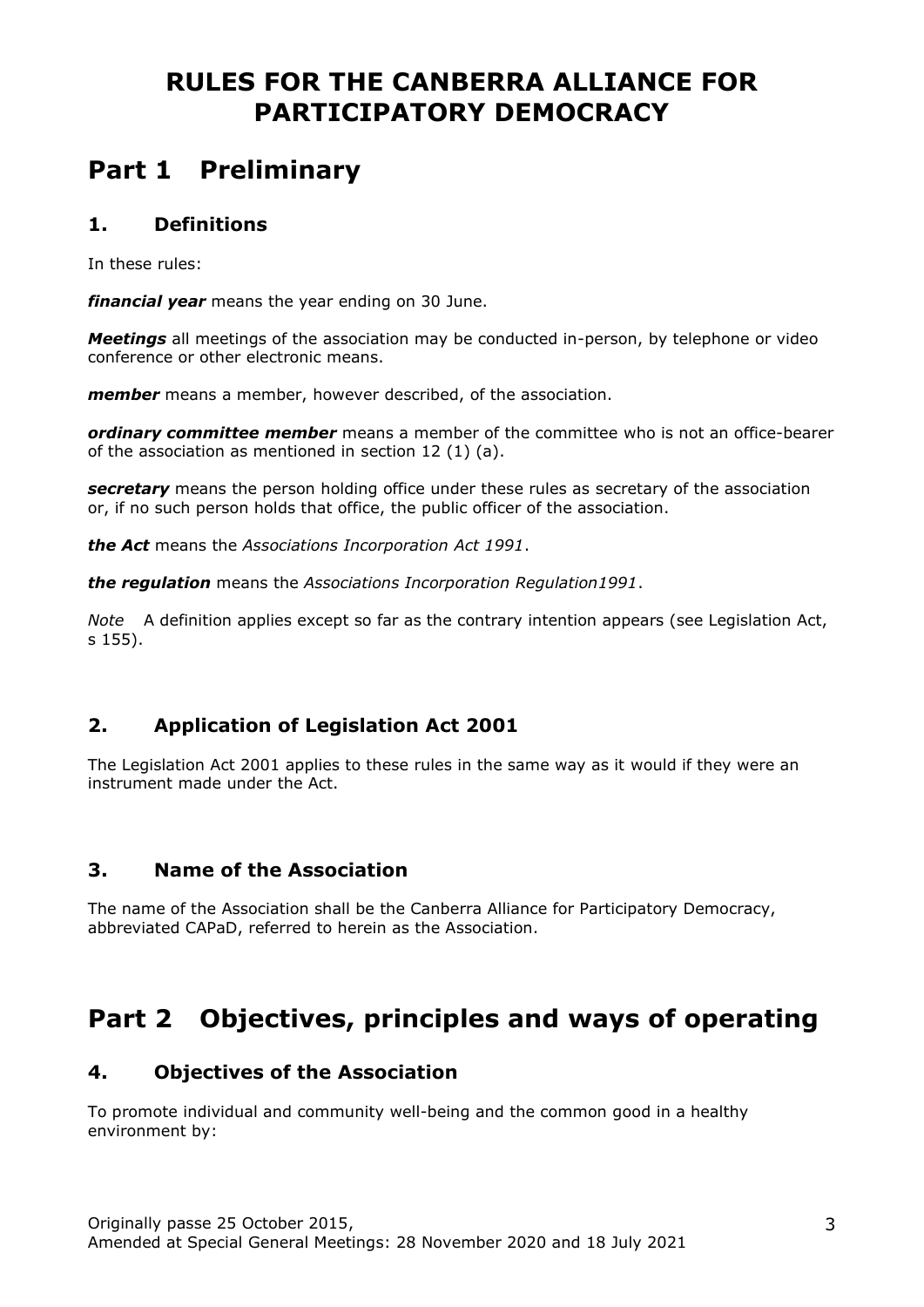# RULES FOR THE CANBERRA ALLIANCE FOR PARTICIPATORY DEMOCRACY

## Part 1 Preliminary

### 1. Definitions

In these rules:

***financial year*** means the year ending on 30 June.

***Meetings*** all meetings of the association may be conducted in-person, by telephone or video conference or other electronic means.

***member*** means a member, however described, of the association.

***ordinary committee member*** means a member of the committee who is not an office-bearer of the association as mentioned in section 12 (1) (a).

***secretary*** means the person holding office under these rules as secretary of the association or, if no such person holds that office, the public officer of the association.

***the Act*** means the *Associations Incorporation Act 1991*.

***the regulation*** means the *Associations Incorporation Regulation1991*.

*Note* A definition applies except so far as the contrary intention appears (see Legislation Act, s 155).

### 2. Application of Legislation Act 2001

The Legislation Act 2001 applies to these rules in the same way as it would if they were an instrument made under the Act.

### 3. Name of the Association

The name of the Association shall be the Canberra Alliance for Participatory Democracy, abbreviated CAPaD, referred to herein as the Association.

## Part 2 Objectives, principles and ways of operating

### 4. Objectives of the Association

To promote individual and community well-being and the common good in a healthy environment by: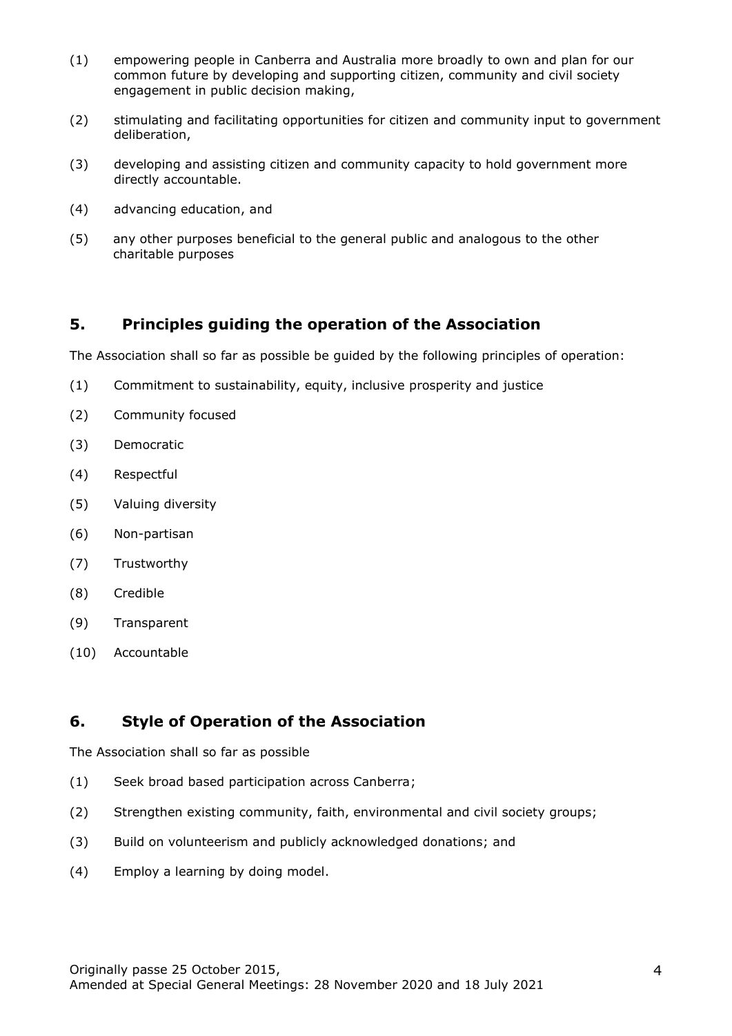(1) empowering people in Canberra and Australia more broadly to own and plan for our common future by developing and supporting citizen, community and civil society engagement in public decision making,

(2) stimulating and facilitating opportunities for citizen and community input to government deliberation,

(3) developing and assisting citizen and community capacity to hold government more directly accountable.

(4) advancing education, and

(5) any other purposes beneficial to the general public and analogous to the other charitable purposes

## 5. Principles guiding the operation of the Association

The Association shall so far as possible be guided by the following principles of operation:

(1) Commitment to sustainability, equity, inclusive prosperity and justice

(2) Community focused

(3) Democratic

(4) Respectful

(5) Valuing diversity

(6) Non-partisan

(7) Trustworthy

(8) Credible

(9) Transparent

(10) Accountable

## 6. Style of Operation of the Association

The Association shall so far as possible

(1) Seek broad based participation across Canberra;

(2) Strengthen existing community, faith, environmental and civil society groups;

(3) Build on volunteerism and publicly acknowledged donations; and

(4) Employ a learning by doing model.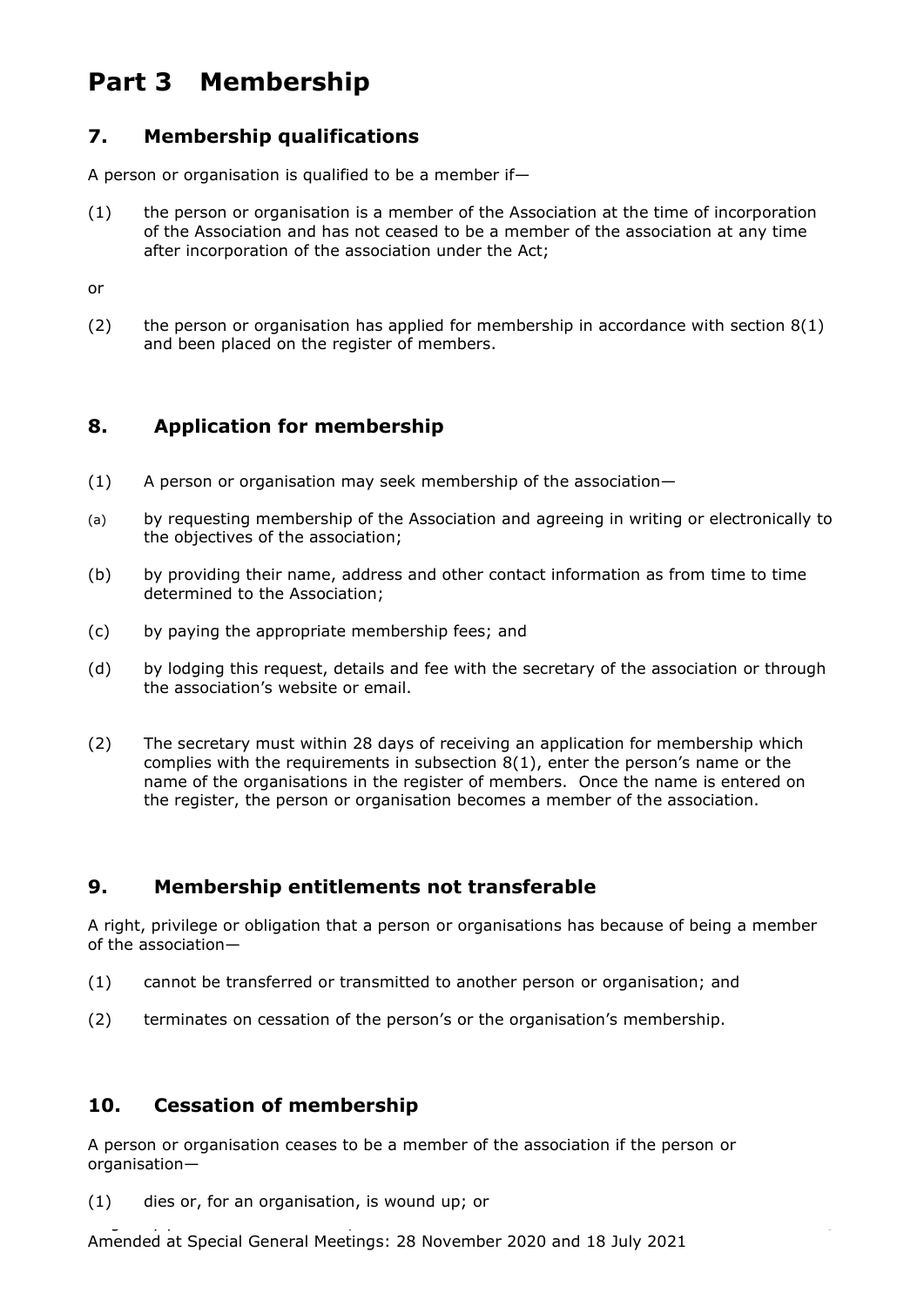# Part 3 Membership

## 7. Membership qualifications

A person or organisation is qualified to be a member if—

(1) the person or organisation is a member of the Association at the time of incorporation of the Association and has not ceased to be a member of the association at any time after incorporation of the association under the Act;

or

(2) the person or organisation has applied for membership in accordance with section 8(1) and been placed on the register of members.

## 8. Application for membership

(1) A person or organisation may seek membership of the association—

(a) by requesting membership of the Association and agreeing in writing or electronically to the objectives of the association;

(b) by providing their name, address and other contact information as from time to time determined to the Association;

(c) by paying the appropriate membership fees; and

(d) by lodging this request, details and fee with the secretary of the association or through the association's website or email.

(2) The secretary must within 28 days of receiving an application for membership which complies with the requirements in subsection 8(1), enter the person's name or the name of the organisations in the register of members. Once the name is entered on the register, the person or organisation becomes a member of the association.

## 9. Membership entitlements not transferable

A right, privilege or obligation that a person or organisations has because of being a member of the association—

(1) cannot be transferred or transmitted to another person or organisation; and

(2) terminates on cessation of the person's or the organisation's membership.

## 10. Cessation of membership

A person or organisation ceases to be a member of the association if the person or organisation—

(1) dies or, for an organisation, is wound up; or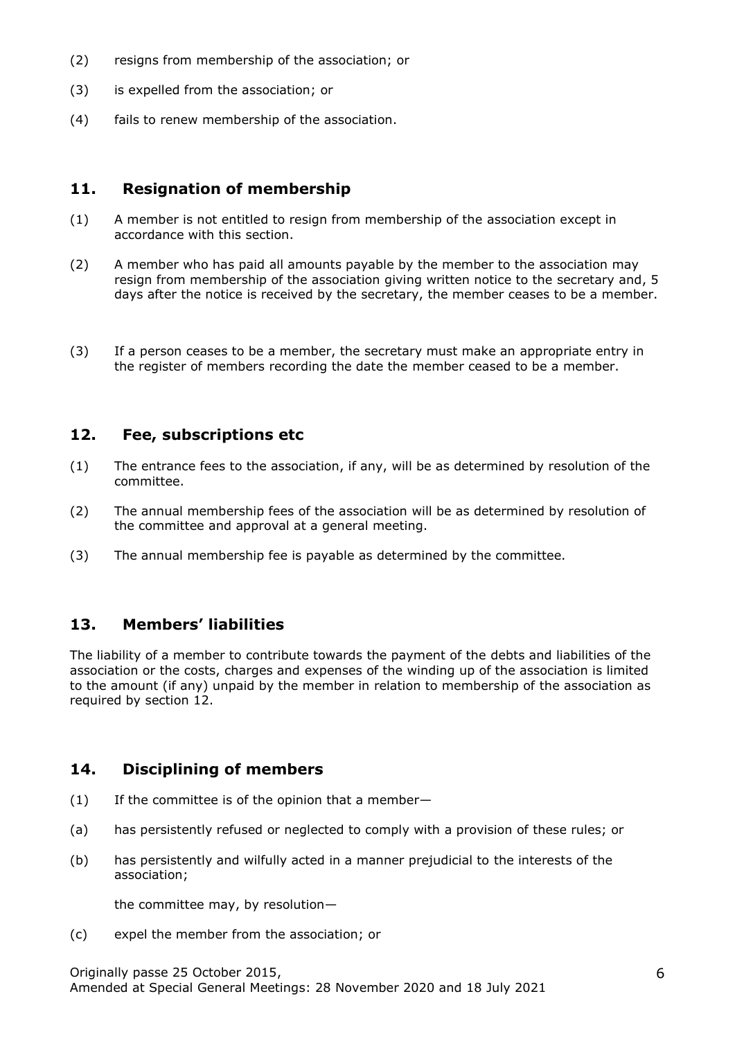(2) resigns from membership of the association; or

(3) is expelled from the association; or

(4) fails to renew membership of the association.

## 11. Resignation of membership

(1) A member is not entitled to resign from membership of the association except in accordance with this section.

(2) A member who has paid all amounts payable by the member to the association may resign from membership of the association giving written notice to the secretary and, 5 days after the notice is received by the secretary, the member ceases to be a member.

(3) If a person ceases to be a member, the secretary must make an appropriate entry in the register of members recording the date the member ceased to be a member.

## 12. Fee, subscriptions etc

(1) The entrance fees to the association, if any, will be as determined by resolution of the committee.

(2) The annual membership fees of the association will be as determined by resolution of the committee and approval at a general meeting.

(3) The annual membership fee is payable as determined by the committee.

## 13. Members' liabilities

The liability of a member to contribute towards the payment of the debts and liabilities of the association or the costs, charges and expenses of the winding up of the association is limited to the amount (if any) unpaid by the member in relation to membership of the association as required by section 12.

## 14. Disciplining of members

(1) If the committee is of the opinion that a member—

(a) has persistently refused or neglected to comply with a provision of these rules; or

(b) has persistently and wilfully acted in a manner prejudicial to the interests of the association;

the committee may, by resolution—

(c) expel the member from the association; or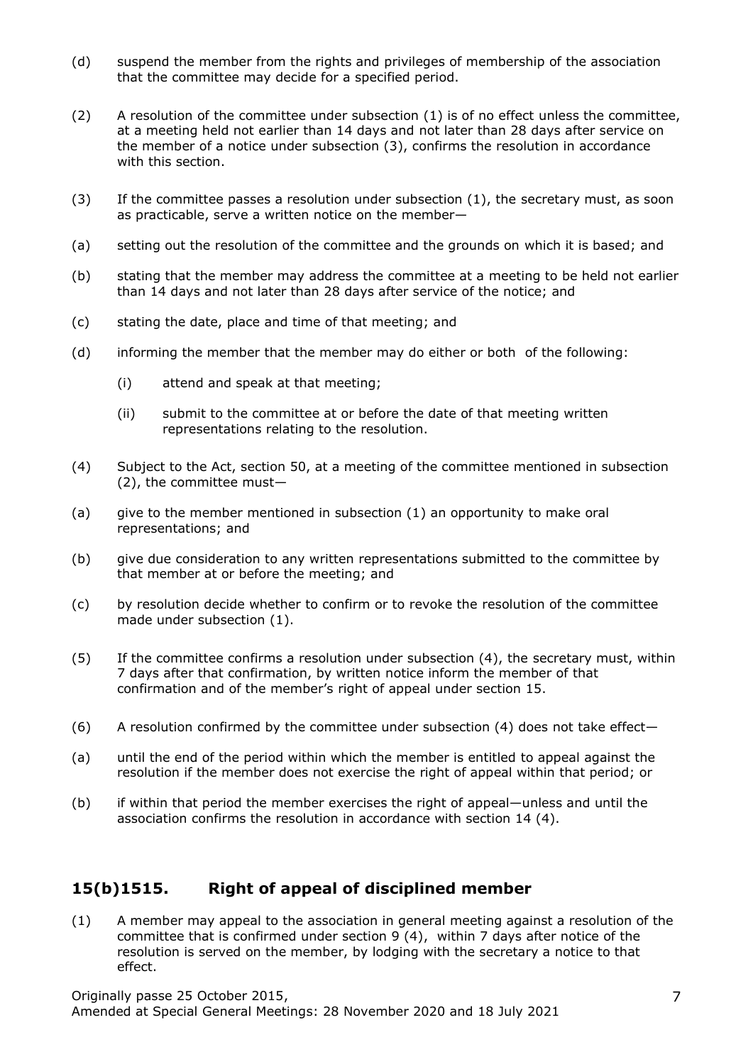(d) suspend the member from the rights and privileges of membership of the association that the committee may decide for a specified period.

(2) A resolution of the committee under subsection (1) is of no effect unless the committee, at a meeting held not earlier than 14 days and not later than 28 days after service on the member of a notice under subsection (3), confirms the resolution in accordance with this section.

(3) If the committee passes a resolution under subsection (1), the secretary must, as soon as practicable, serve a written notice on the member—

(a) setting out the resolution of the committee and the grounds on which it is based; and

(b) stating that the member may address the committee at a meeting to be held not earlier than 14 days and not later than 28 days after service of the notice; and

(c) stating the date, place and time of that meeting; and

(d) informing the member that the member may do either or both of the following:

 (i) attend and speak at that meeting;

 (ii) submit to the committee at or before the date of that meeting written representations relating to the resolution.

(4) Subject to the Act, section 50, at a meeting of the committee mentioned in subsection (2), the committee must—

(a) give to the member mentioned in subsection (1) an opportunity to make oral representations; and

(b) give due consideration to any written representations submitted to the committee by that member at or before the meeting; and

(c) by resolution decide whether to confirm or to revoke the resolution of the committee made under subsection (1).

(5) If the committee confirms a resolution under subsection (4), the secretary must, within 7 days after that confirmation, by written notice inform the member of that confirmation and of the member's right of appeal under section 15.

(6) A resolution confirmed by the committee under subsection (4) does not take effect—

(a) until the end of the period within which the member is entitled to appeal against the resolution if the member does not exercise the right of appeal within that period; or

(b) if within that period the member exercises the right of appeal—unless and until the association confirms the resolution in accordance with section 14 (4).

## 15(b)1515. Right of appeal of disciplined member

(1) A member may appeal to the association in general meeting against a resolution of the committee that is confirmed under section 9 (4), within 7 days after notice of the resolution is served on the member, by lodging with the secretary a notice to that effect.

Originally passe 25 October 2015,
Amended at Special General Meetings: 28 November 2020 and 18 July 2021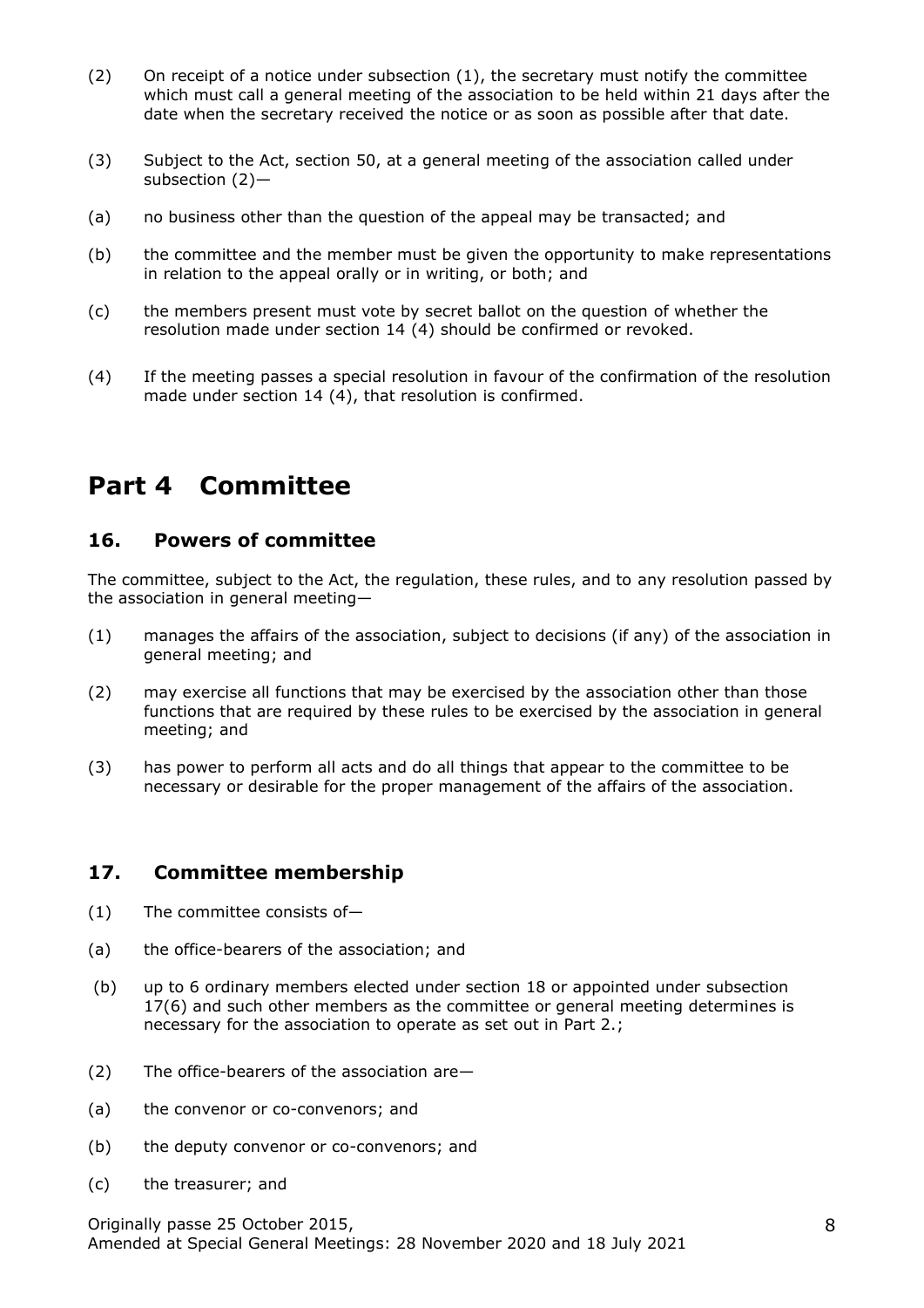(2) On receipt of a notice under subsection (1), the secretary must notify the committee which must call a general meeting of the association to be held within 21 days after the date when the secretary received the notice or as soon as possible after that date.

(3) Subject to the Act, section 50, at a general meeting of the association called under subsection (2)—

(a) no business other than the question of the appeal may be transacted; and

(b) the committee and the member must be given the opportunity to make representations in relation to the appeal orally or in writing, or both; and

(c) the members present must vote by secret ballot on the question of whether the resolution made under section 14 (4) should be confirmed or revoked.

(4) If the meeting passes a special resolution in favour of the confirmation of the resolution made under section 14 (4), that resolution is confirmed.

# Part 4 Committee

## 16. Powers of committee

The committee, subject to the Act, the regulation, these rules, and to any resolution passed by the association in general meeting—

(1) manages the affairs of the association, subject to decisions (if any) of the association in general meeting; and

(2) may exercise all functions that may be exercised by the association other than those functions that are required by these rules to be exercised by the association in general meeting; and

(3) has power to perform all acts and do all things that appear to the committee to be necessary or desirable for the proper management of the affairs of the association.

## 17. Committee membership

(1) The committee consists of—

(a) the office-bearers of the association; and

(b) up to 6 ordinary members elected under section 18 or appointed under subsection 17(6) and such other members as the committee or general meeting determines is necessary for the association to operate as set out in Part 2.;

(2) The office-bearers of the association are—

(a) the convenor or co-convenors; and

(b) the deputy convenor or co-convenors; and

(c) the treasurer; and

Originally passe 25 October 2015,
Amended at Special General Meetings: 28 November 2020 and 18 July 2021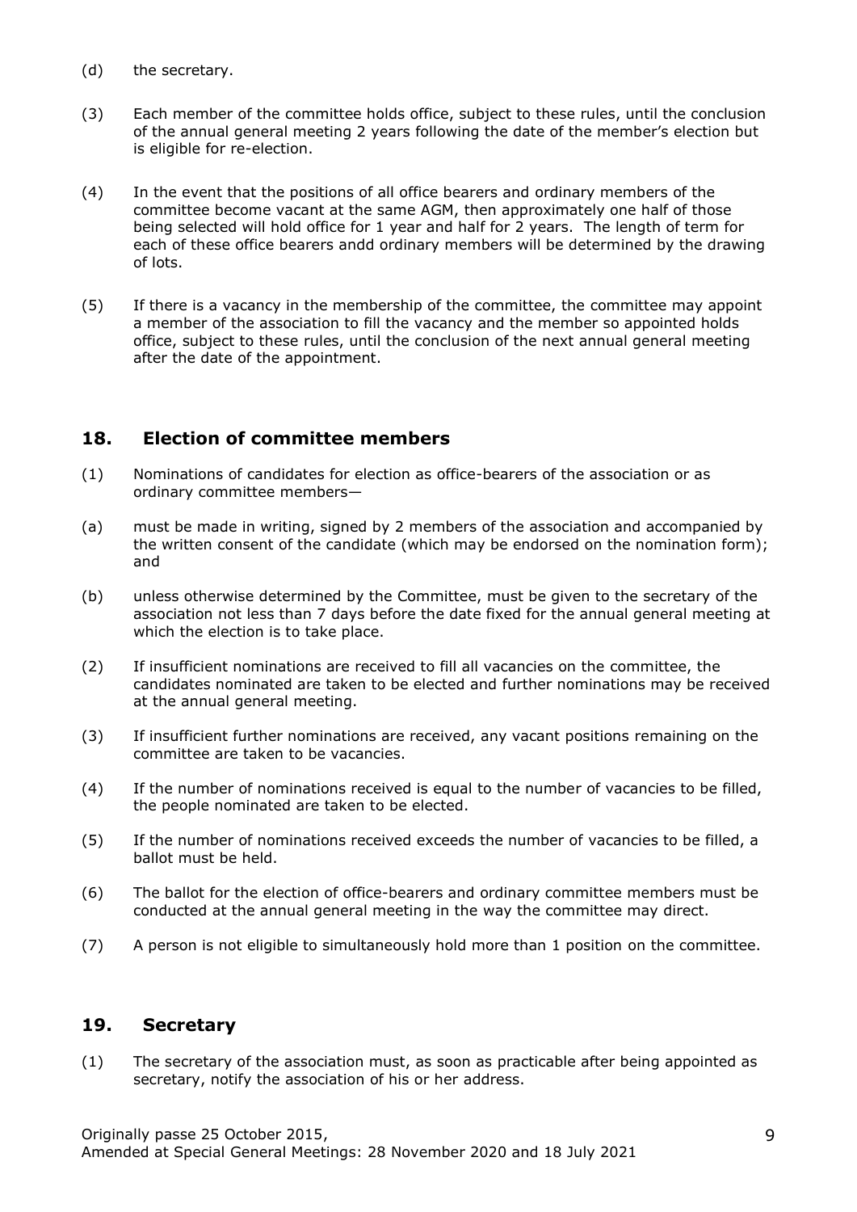(d) the secretary.

(3) Each member of the committee holds office, subject to these rules, until the conclusion of the annual general meeting 2 years following the date of the member's election but is eligible for re-election.

(4) In the event that the positions of all office bearers and ordinary members of the committee become vacant at the same AGM, then approximately one half of those being selected will hold office for 1 year and half for 2 years. The length of term for each of these office bearers andd ordinary members will be determined by the drawing of lots.

(5) If there is a vacancy in the membership of the committee, the committee may appoint a member of the association to fill the vacancy and the member so appointed holds office, subject to these rules, until the conclusion of the next annual general meeting after the date of the appointment.

## 18. Election of committee members

(1) Nominations of candidates for election as office-bearers of the association or as ordinary committee members—

(a) must be made in writing, signed by 2 members of the association and accompanied by the written consent of the candidate (which may be endorsed on the nomination form); and

(b) unless otherwise determined by the Committee, must be given to the secretary of the association not less than 7 days before the date fixed for the annual general meeting at which the election is to take place.

(2) If insufficient nominations are received to fill all vacancies on the committee, the candidates nominated are taken to be elected and further nominations may be received at the annual general meeting.

(3) If insufficient further nominations are received, any vacant positions remaining on the committee are taken to be vacancies.

(4) If the number of nominations received is equal to the number of vacancies to be filled, the people nominated are taken to be elected.

(5) If the number of nominations received exceeds the number of vacancies to be filled, a ballot must be held.

(6) The ballot for the election of office-bearers and ordinary committee members must be conducted at the annual general meeting in the way the committee may direct.

(7) A person is not eligible to simultaneously hold more than 1 position on the committee.

## 19. Secretary

(1) The secretary of the association must, as soon as practicable after being appointed as secretary, notify the association of his or her address.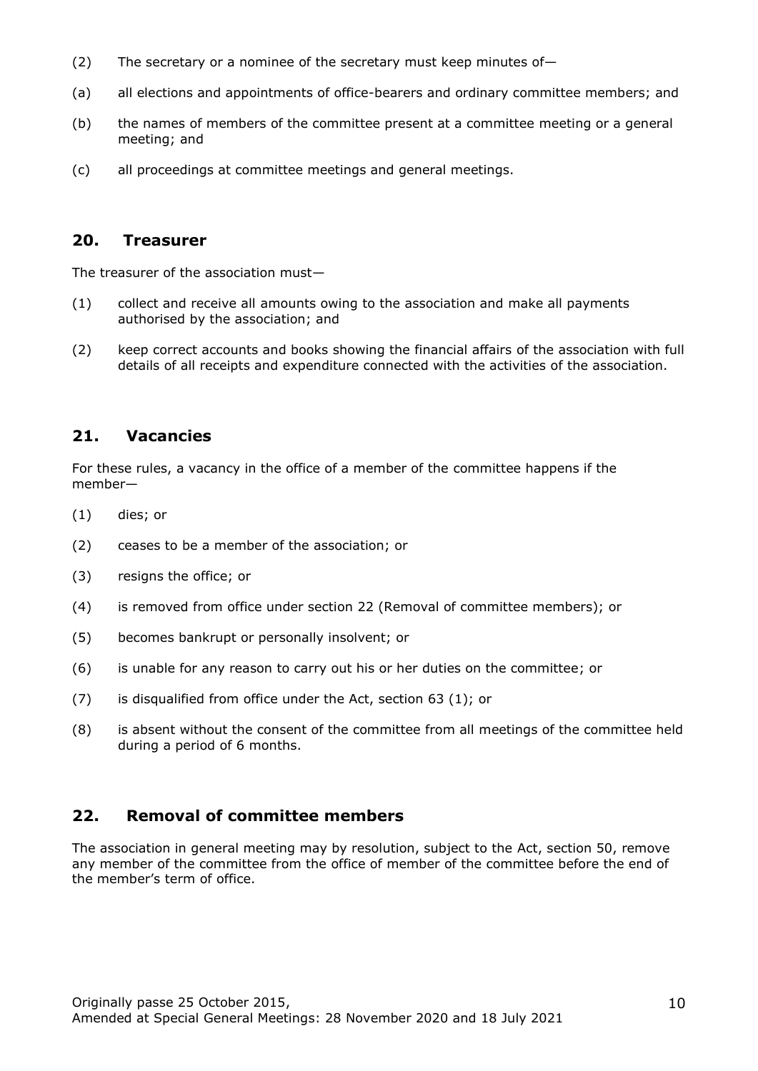(2) The secretary or a nominee of the secretary must keep minutes of—

(a) all elections and appointments of office-bearers and ordinary committee members; and

(b) the names of members of the committee present at a committee meeting or a general meeting; and

(c) all proceedings at committee meetings and general meetings.

## 20. Treasurer

The treasurer of the association must—

(1) collect and receive all amounts owing to the association and make all payments authorised by the association; and

(2) keep correct accounts and books showing the financial affairs of the association with full details of all receipts and expenditure connected with the activities of the association.

## 21. Vacancies

For these rules, a vacancy in the office of a member of the committee happens if the member—

(1) dies; or

(2) ceases to be a member of the association; or

(3) resigns the office; or

(4) is removed from office under section 22 (Removal of committee members); or

(5) becomes bankrupt or personally insolvent; or

(6) is unable for any reason to carry out his or her duties on the committee; or

(7) is disqualified from office under the Act, section 63 (1); or

(8) is absent without the consent of the committee from all meetings of the committee held during a period of 6 months.

## 22. Removal of committee members

The association in general meeting may by resolution, subject to the Act, section 50, remove any member of the committee from the office of member of the committee before the end of the member's term of office.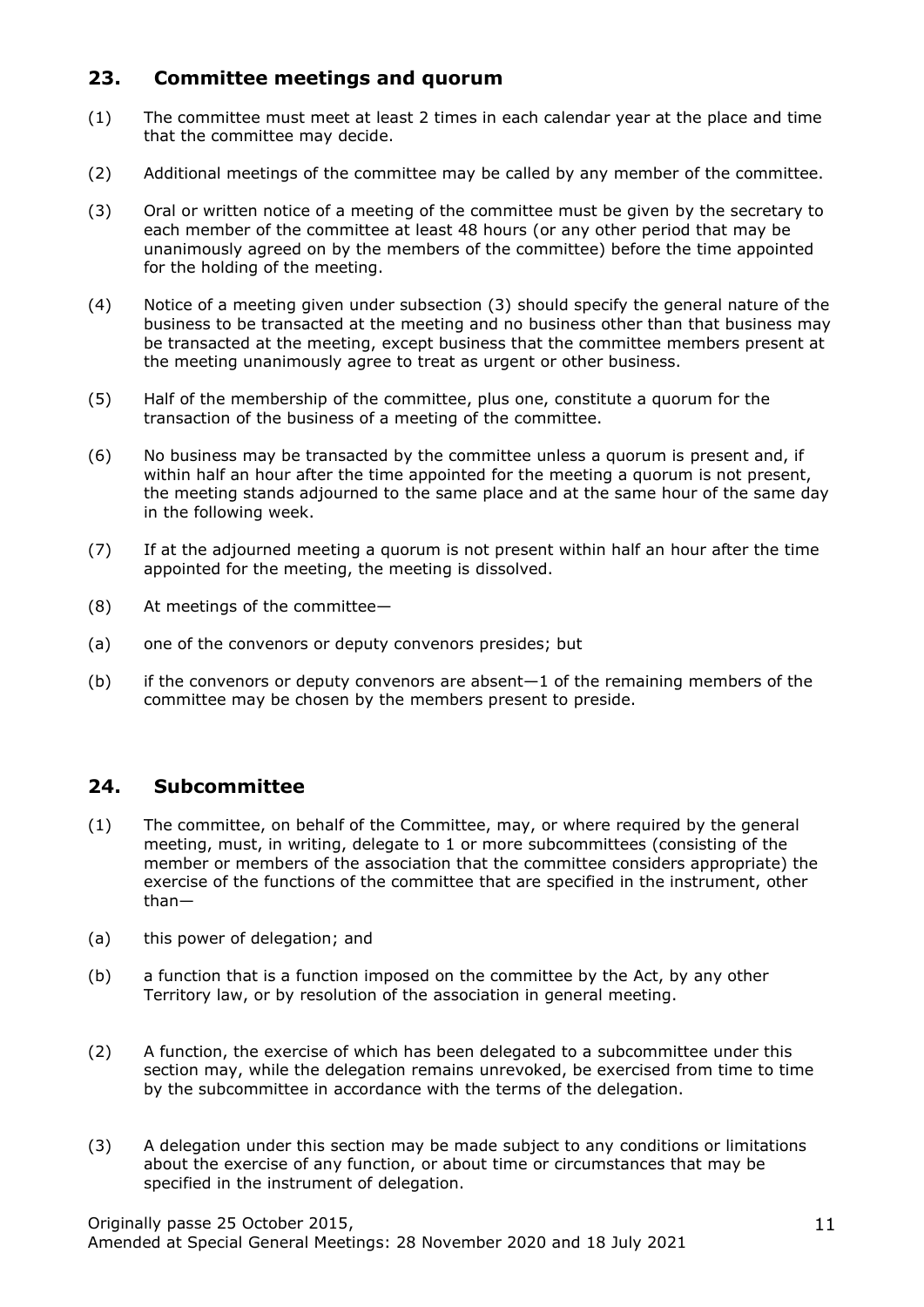## 23. Committee meetings and quorum

(1) The committee must meet at least 2 times in each calendar year at the place and time that the committee may decide.

(2) Additional meetings of the committee may be called by any member of the committee.

(3) Oral or written notice of a meeting of the committee must be given by the secretary to each member of the committee at least 48 hours (or any other period that may be unanimously agreed on by the members of the committee) before the time appointed for the holding of the meeting.

(4) Notice of a meeting given under subsection (3) should specify the general nature of the business to be transacted at the meeting and no business other than that business may be transacted at the meeting, except business that the committee members present at the meeting unanimously agree to treat as urgent or other business.

(5) Half of the membership of the committee, plus one, constitute a quorum for the transaction of the business of a meeting of the committee.

(6) No business may be transacted by the committee unless a quorum is present and, if within half an hour after the time appointed for the meeting a quorum is not present, the meeting stands adjourned to the same place and at the same hour of the same day in the following week.

(7) If at the adjourned meeting a quorum is not present within half an hour after the time appointed for the meeting, the meeting is dissolved.

(8) At meetings of the committee—

(a) one of the convenors or deputy convenors presides; but

(b) if the convenors or deputy convenors are absent—1 of the remaining members of the committee may be chosen by the members present to preside.

## 24. Subcommittee

(1) The committee, on behalf of the Committee, may, or where required by the general meeting, must, in writing, delegate to 1 or more subcommittees (consisting of the member or members of the association that the committee considers appropriate) the exercise of the functions of the committee that are specified in the instrument, other than—

(a) this power of delegation; and

(b) a function that is a function imposed on the committee by the Act, by any other Territory law, or by resolution of the association in general meeting.

(2) A function, the exercise of which has been delegated to a subcommittee under this section may, while the delegation remains unrevoked, be exercised from time to time by the subcommittee in accordance with the terms of the delegation.

(3) A delegation under this section may be made subject to any conditions or limitations about the exercise of any function, or about time or circumstances that may be specified in the instrument of delegation.

Originally passe 25 October 2015,
Amended at Special General Meetings: 28 November 2020 and 18 July 2021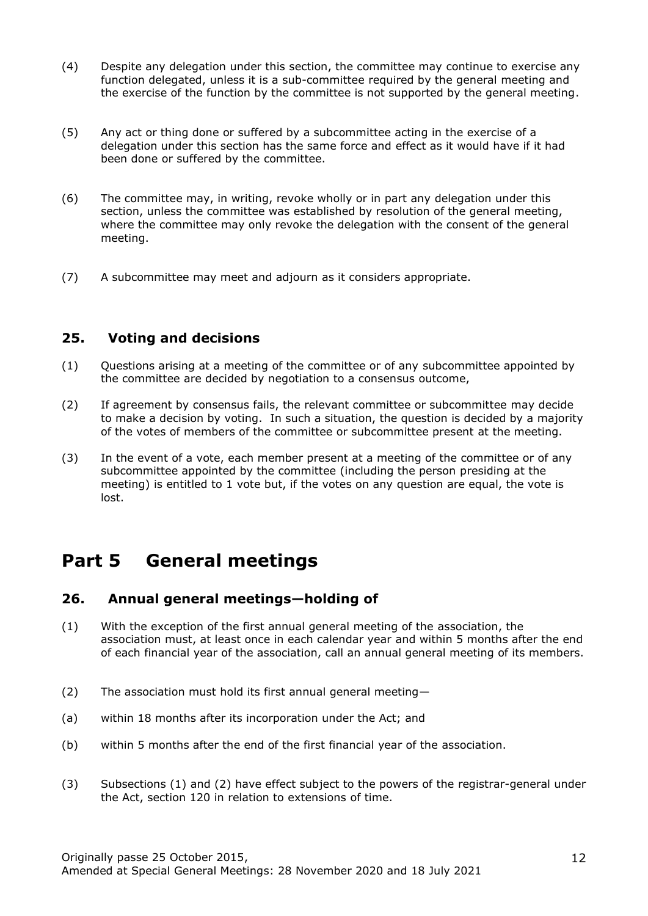(4) Despite any delegation under this section, the committee may continue to exercise any function delegated, unless it is a sub-committee required by the general meeting and the exercise of the function by the committee is not supported by the general meeting.

(5) Any act or thing done or suffered by a subcommittee acting in the exercise of a delegation under this section has the same force and effect as it would have if it had been done or suffered by the committee.

(6) The committee may, in writing, revoke wholly or in part any delegation under this section, unless the committee was established by resolution of the general meeting, where the committee may only revoke the delegation with the consent of the general meeting.

(7) A subcommittee may meet and adjourn as it considers appropriate.

### 25. Voting and decisions

(1) Questions arising at a meeting of the committee or of any subcommittee appointed by the committee are decided by negotiation to a consensus outcome,

(2) If agreement by consensus fails, the relevant committee or subcommittee may decide to make a decision by voting. In such a situation, the question is decided by a majority of the votes of members of the committee or subcommittee present at the meeting.

(3) In the event of a vote, each member present at a meeting of the committee or of any subcommittee appointed by the committee (including the person presiding at the meeting) is entitled to 1 vote but, if the votes on any question are equal, the vote is lost.

## Part 5 General meetings

### 26. Annual general meetings—holding of

(1) With the exception of the first annual general meeting of the association, the association must, at least once in each calendar year and within 5 months after the end of each financial year of the association, call an annual general meeting of its members.

(2) The association must hold its first annual general meeting—

(a) within 18 months after its incorporation under the Act; and

(b) within 5 months after the end of the first financial year of the association.

(3) Subsections (1) and (2) have effect subject to the powers of the registrar-general under the Act, section 120 in relation to extensions of time.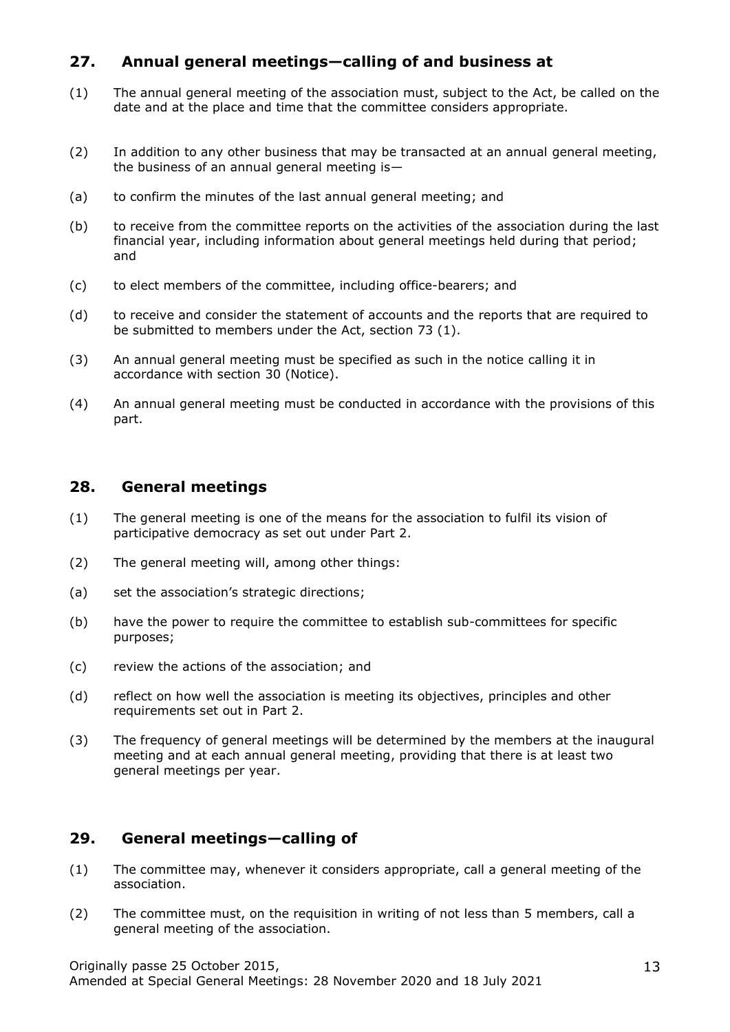## 27. Annual general meetings—calling of and business at

(1) The annual general meeting of the association must, subject to the Act, be called on the date and at the place and time that the committee considers appropriate.

(2) In addition to any other business that may be transacted at an annual general meeting, the business of an annual general meeting is—

(a) to confirm the minutes of the last annual general meeting; and

(b) to receive from the committee reports on the activities of the association during the last financial year, including information about general meetings held during that period; and

(c) to elect members of the committee, including office-bearers; and

(d) to receive and consider the statement of accounts and the reports that are required to be submitted to members under the Act, section 73 (1).

(3) An annual general meeting must be specified as such in the notice calling it in accordance with section 30 (Notice).

(4) An annual general meeting must be conducted in accordance with the provisions of this part.

## 28. General meetings

(1) The general meeting is one of the means for the association to fulfil its vision of participative democracy as set out under Part 2.

(2) The general meeting will, among other things:

(a) set the association's strategic directions;

(b) have the power to require the committee to establish sub-committees for specific purposes;

(c) review the actions of the association; and

(d) reflect on how well the association is meeting its objectives, principles and other requirements set out in Part 2.

(3) The frequency of general meetings will be determined by the members at the inaugural meeting and at each annual general meeting, providing that there is at least two general meetings per year.

## 29. General meetings—calling of

(1) The committee may, whenever it considers appropriate, call a general meeting of the association.

(2) The committee must, on the requisition in writing of not less than 5 members, call a general meeting of the association.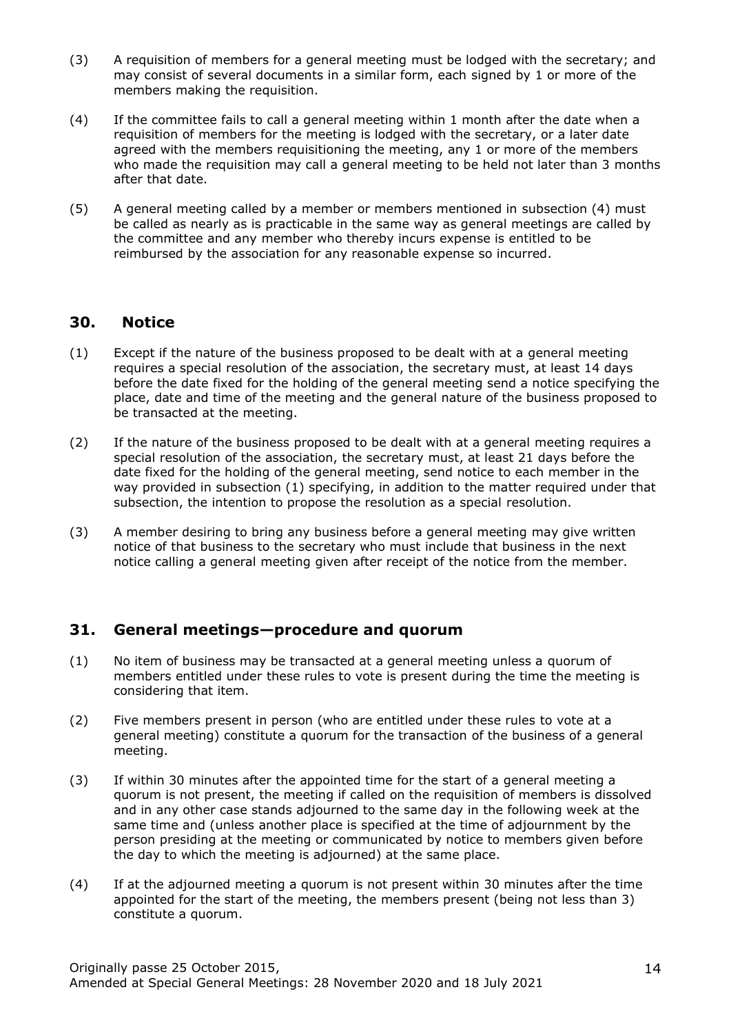(3) A requisition of members for a general meeting must be lodged with the secretary; and may consist of several documents in a similar form, each signed by 1 or more of the members making the requisition.

(4) If the committee fails to call a general meeting within 1 month after the date when a requisition of members for the meeting is lodged with the secretary, or a later date agreed with the members requisitioning the meeting, any 1 or more of the members who made the requisition may call a general meeting to be held not later than 3 months after that date.

(5) A general meeting called by a member or members mentioned in subsection (4) must be called as nearly as is practicable in the same way as general meetings are called by the committee and any member who thereby incurs expense is entitled to be reimbursed by the association for any reasonable expense so incurred.

## 30. Notice

(1) Except if the nature of the business proposed to be dealt with at a general meeting requires a special resolution of the association, the secretary must, at least 14 days before the date fixed for the holding of the general meeting send a notice specifying the place, date and time of the meeting and the general nature of the business proposed to be transacted at the meeting.

(2) If the nature of the business proposed to be dealt with at a general meeting requires a special resolution of the association, the secretary must, at least 21 days before the date fixed for the holding of the general meeting, send notice to each member in the way provided in subsection (1) specifying, in addition to the matter required under that subsection, the intention to propose the resolution as a special resolution.

(3) A member desiring to bring any business before a general meeting may give written notice of that business to the secretary who must include that business in the next notice calling a general meeting given after receipt of the notice from the member.

## 31. General meetings—procedure and quorum

(1) No item of business may be transacted at a general meeting unless a quorum of members entitled under these rules to vote is present during the time the meeting is considering that item.

(2) Five members present in person (who are entitled under these rules to vote at a general meeting) constitute a quorum for the transaction of the business of a general meeting.

(3) If within 30 minutes after the appointed time for the start of a general meeting a quorum is not present, the meeting if called on the requisition of members is dissolved and in any other case stands adjourned to the same day in the following week at the same time and (unless another place is specified at the time of adjournment by the person presiding at the meeting or communicated by notice to members given before the day to which the meeting is adjourned) at the same place.

(4) If at the adjourned meeting a quorum is not present within 30 minutes after the time appointed for the start of the meeting, the members present (being not less than 3) constitute a quorum.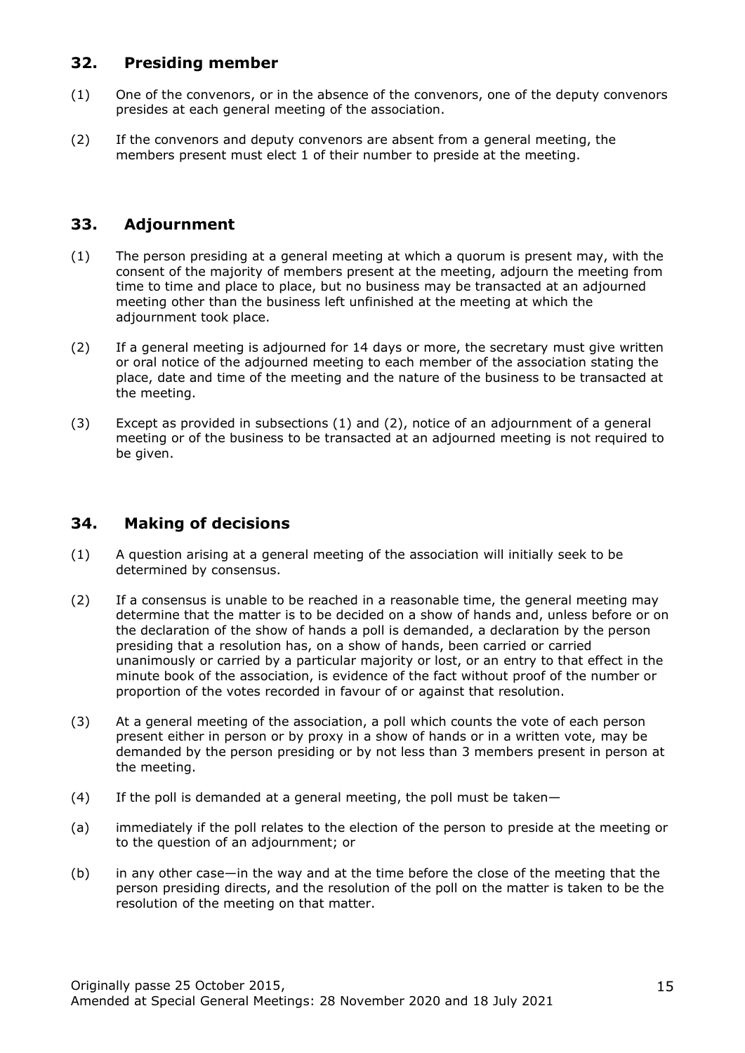## 32. Presiding member

(1) One of the convenors, or in the absence of the convenors, one of the deputy convenors presides at each general meeting of the association.

(2) If the convenors and deputy convenors are absent from a general meeting, the members present must elect 1 of their number to preside at the meeting.

## 33. Adjournment

(1) The person presiding at a general meeting at which a quorum is present may, with the consent of the majority of members present at the meeting, adjourn the meeting from time to time and place to place, but no business may be transacted at an adjourned meeting other than the business left unfinished at the meeting at which the adjournment took place.

(2) If a general meeting is adjourned for 14 days or more, the secretary must give written or oral notice of the adjourned meeting to each member of the association stating the place, date and time of the meeting and the nature of the business to be transacted at the meeting.

(3) Except as provided in subsections (1) and (2), notice of an adjournment of a general meeting or of the business to be transacted at an adjourned meeting is not required to be given.

## 34. Making of decisions

(1) A question arising at a general meeting of the association will initially seek to be determined by consensus.

(2) If a consensus is unable to be reached in a reasonable time, the general meeting may determine that the matter is to be decided on a show of hands and, unless before or on the declaration of the show of hands a poll is demanded, a declaration by the person presiding that a resolution has, on a show of hands, been carried or carried unanimously or carried by a particular majority or lost, or an entry to that effect in the minute book of the association, is evidence of the fact without proof of the number or proportion of the votes recorded in favour of or against that resolution.

(3) At a general meeting of the association, a poll which counts the vote of each person present either in person or by proxy in a show of hands or in a written vote, may be demanded by the person presiding or by not less than 3 members present in person at the meeting.

(4) If the poll is demanded at a general meeting, the poll must be taken—

(a) immediately if the poll relates to the election of the person to preside at the meeting or to the question of an adjournment; or

(b) in any other case—in the way and at the time before the close of the meeting that the person presiding directs, and the resolution of the poll on the matter is taken to be the resolution of the meeting on that matter.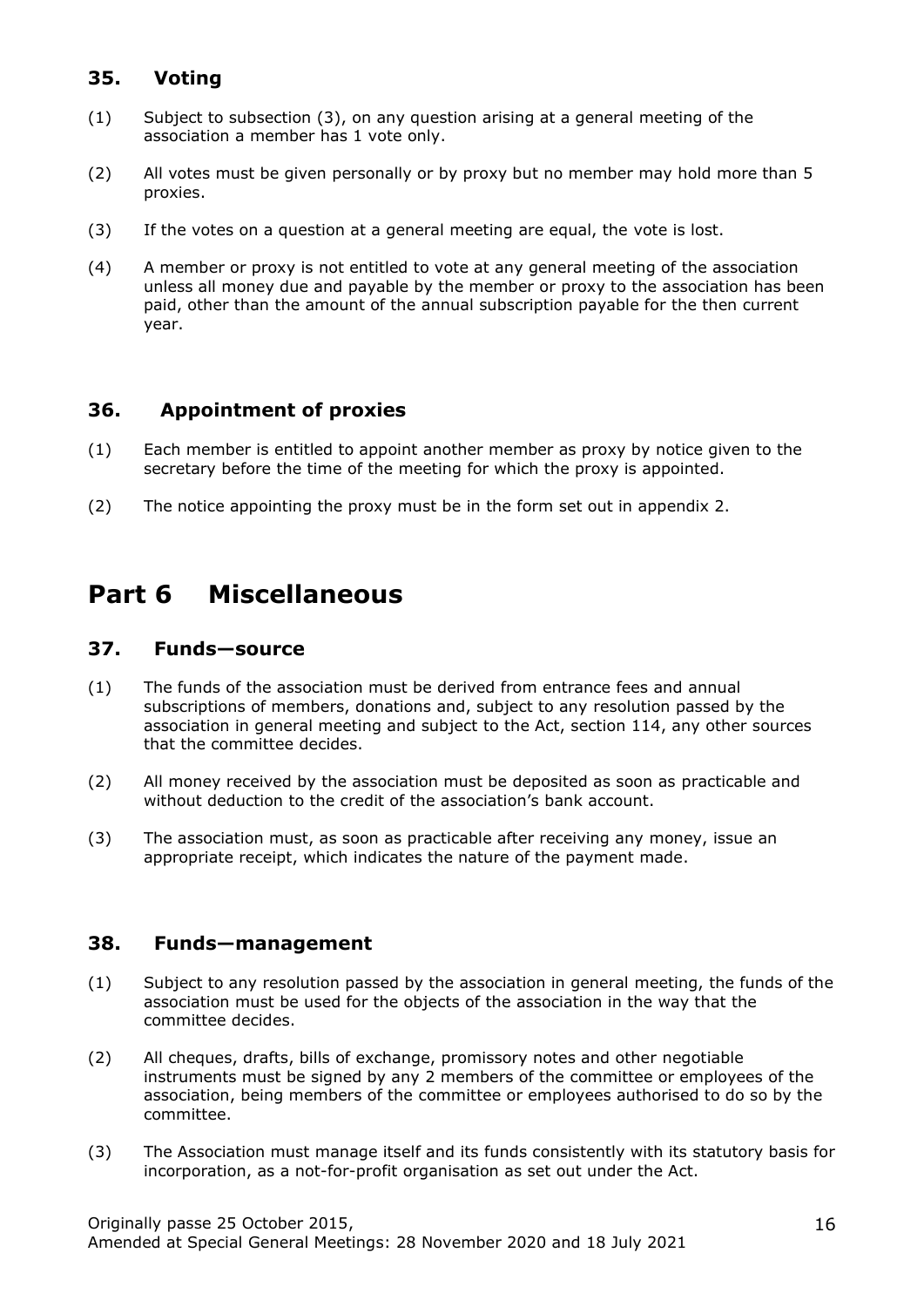### 35. Voting

(1) Subject to subsection (3), on any question arising at a general meeting of the association a member has 1 vote only.

(2) All votes must be given personally or by proxy but no member may hold more than 5 proxies.

(3) If the votes on a question at a general meeting are equal, the vote is lost.

(4) A member or proxy is not entitled to vote at any general meeting of the association unless all money due and payable by the member or proxy to the association has been paid, other than the amount of the annual subscription payable for the then current year.

### 36. Appointment of proxies

(1) Each member is entitled to appoint another member as proxy by notice given to the secretary before the time of the meeting for which the proxy is appointed.

(2) The notice appointing the proxy must be in the form set out in appendix 2.

## Part 6 Miscellaneous

### 37. Funds—source

(1) The funds of the association must be derived from entrance fees and annual subscriptions of members, donations and, subject to any resolution passed by the association in general meeting and subject to the Act, section 114, any other sources that the committee decides.

(2) All money received by the association must be deposited as soon as practicable and without deduction to the credit of the association's bank account.

(3) The association must, as soon as practicable after receiving any money, issue an appropriate receipt, which indicates the nature of the payment made.

### 38. Funds—management

(1) Subject to any resolution passed by the association in general meeting, the funds of the association must be used for the objects of the association in the way that the committee decides.

(2) All cheques, drafts, bills of exchange, promissory notes and other negotiable instruments must be signed by any 2 members of the committee or employees of the association, being members of the committee or employees authorised to do so by the committee.

(3) The Association must manage itself and its funds consistently with its statutory basis for incorporation, as a not-for-profit organisation as set out under the Act.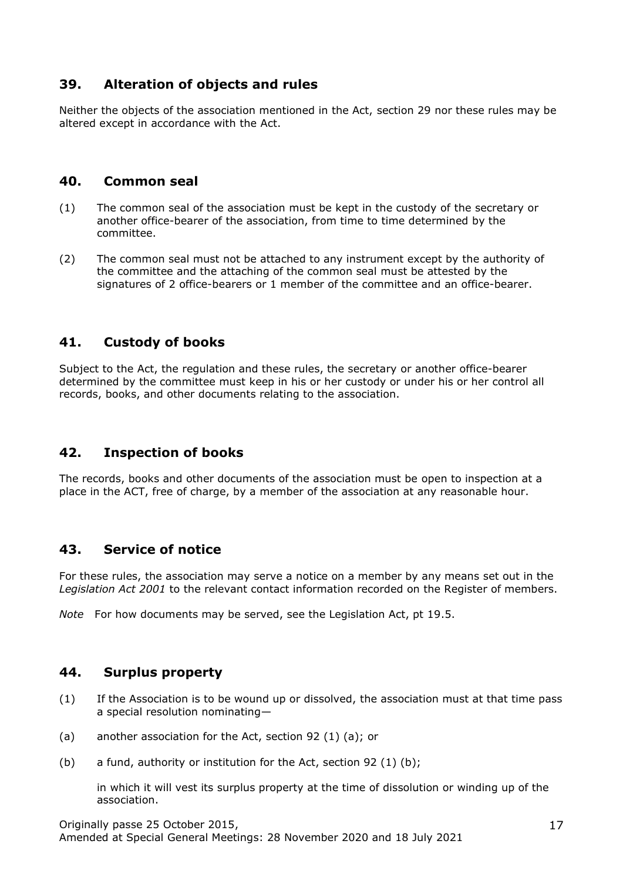## 39. Alteration of objects and rules

Neither the objects of the association mentioned in the Act, section 29 nor these rules may be altered except in accordance with the Act.

## 40. Common seal

(1) The common seal of the association must be kept in the custody of the secretary or another office-bearer of the association, from time to time determined by the committee.

(2) The common seal must not be attached to any instrument except by the authority of the committee and the attaching of the common seal must be attested by the signatures of 2 office-bearers or 1 member of the committee and an office-bearer.

## 41. Custody of books

Subject to the Act, the regulation and these rules, the secretary or another office-bearer determined by the committee must keep in his or her custody or under his or her control all records, books, and other documents relating to the association.

## 42. Inspection of books

The records, books and other documents of the association must be open to inspection at a place in the ACT, free of charge, by a member of the association at any reasonable hour.

## 43. Service of notice

For these rules, the association may serve a notice on a member by any means set out in the *Legislation Act 2001* to the relevant contact information recorded on the Register of members.

*Note* For how documents may be served, see the Legislation Act, pt 19.5.

## 44. Surplus property

(1) If the Association is to be wound up or dissolved, the association must at that time pass a special resolution nominating—

(a) another association for the Act, section 92 (1) (a); or

(b) a fund, authority or institution for the Act, section 92 (1) (b);

in which it will vest its surplus property at the time of dissolution or winding up of the association.

Originally passe 25 October 2015,
Amended at Special General Meetings: 28 November 2020 and 18 July 2021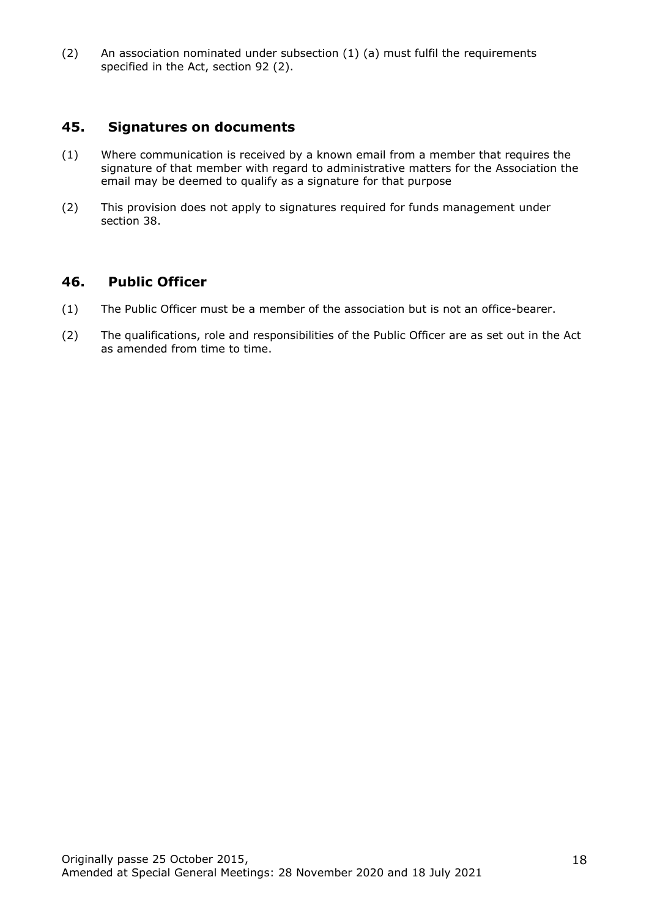(2) An association nominated under subsection (1) (a) must fulfil the requirements specified in the Act, section 92 (2).

## 45. Signatures on documents

(1) Where communication is received by a known email from a member that requires the signature of that member with regard to administrative matters for the Association the email may be deemed to qualify as a signature for that purpose

(2) This provision does not apply to signatures required for funds management under section 38.

## 46. Public Officer

(1) The Public Officer must be a member of the association but is not an office-bearer.

(2) The qualifications, role and responsibilities of the Public Officer are as set out in the Act as amended from time to time.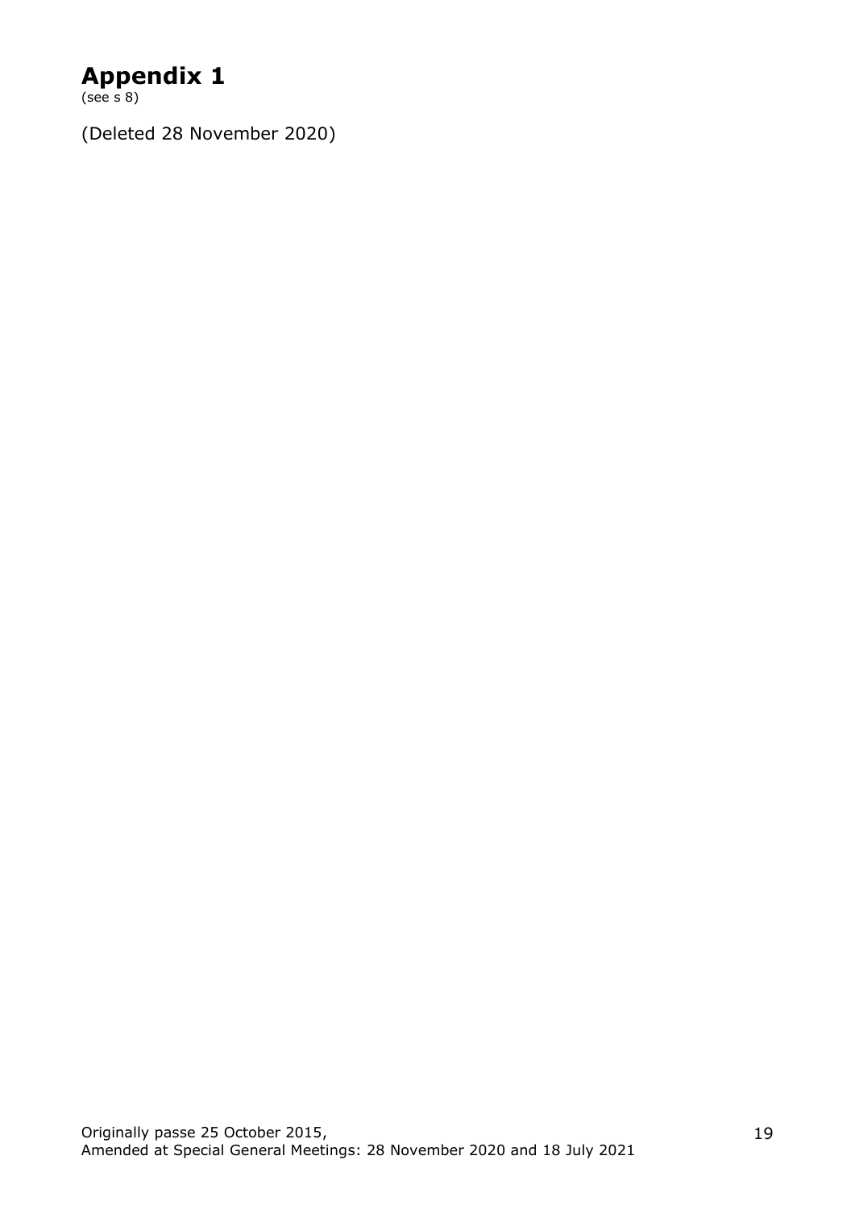# Appendix 1

(see s 8)

(Deleted 28 November 2020)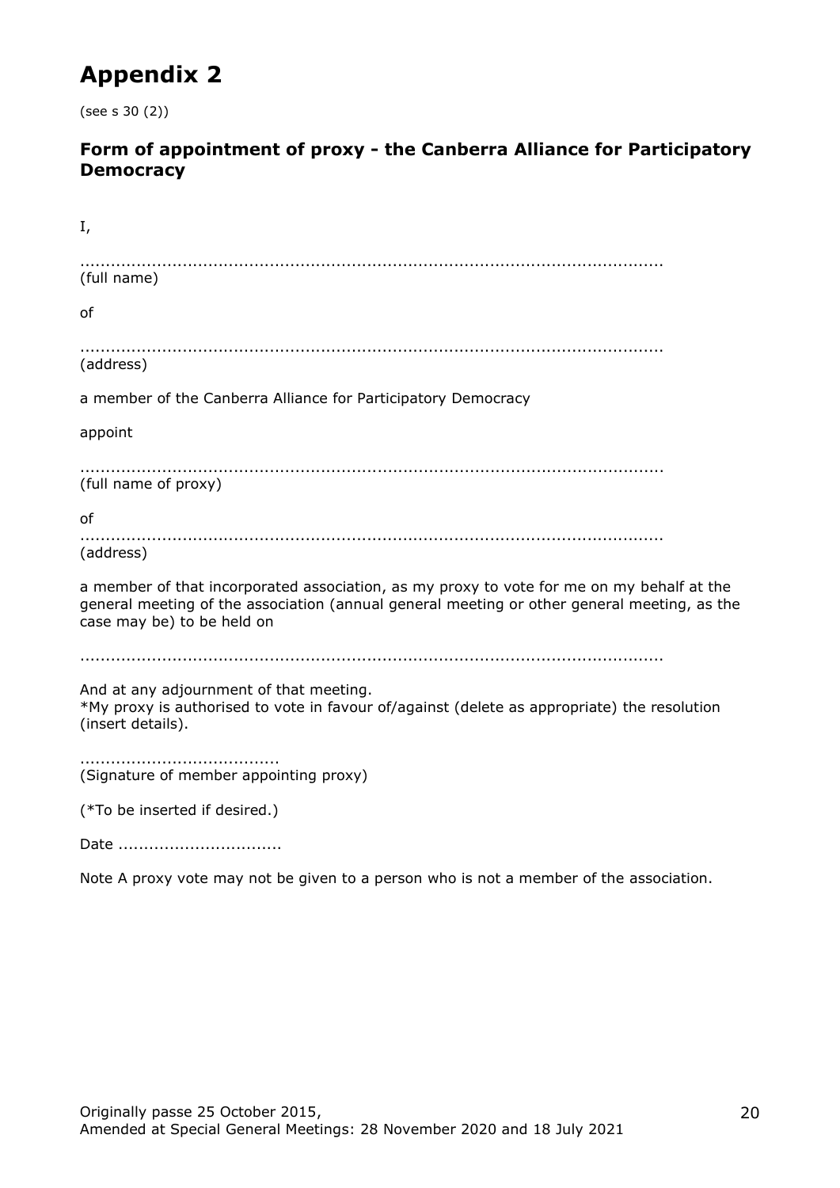# Appendix 2

(see s 30 (2))

### Form of appointment of proxy - the Canberra Alliance for Participatory Democracy

I,

.....................................................................................................................
(full name)

of

.....................................................................................................................
(address)

a member of the Canberra Alliance for Participatory Democracy

appoint

.....................................................................................................................
(full name of proxy)

of

.....................................................................................................................
(address)

a member of that incorporated association, as my proxy to vote for me on my behalf at the general meeting of the association (annual general meeting or other general meeting, as the case may be) to be held on

.....................................................................................................................

And at any adjournment of that meeting.
*My proxy is authorised to vote in favour of/against (delete as appropriate) the resolution (insert details).

......................................
(Signature of member appointing proxy)

(*To be inserted if desired.)

Date ................................

Note A proxy vote may not be given to a person who is not a member of the association.

Originally passe 25 October 2015,
Amended at Special General Meetings: 28 November 2020 and 18 July 2021